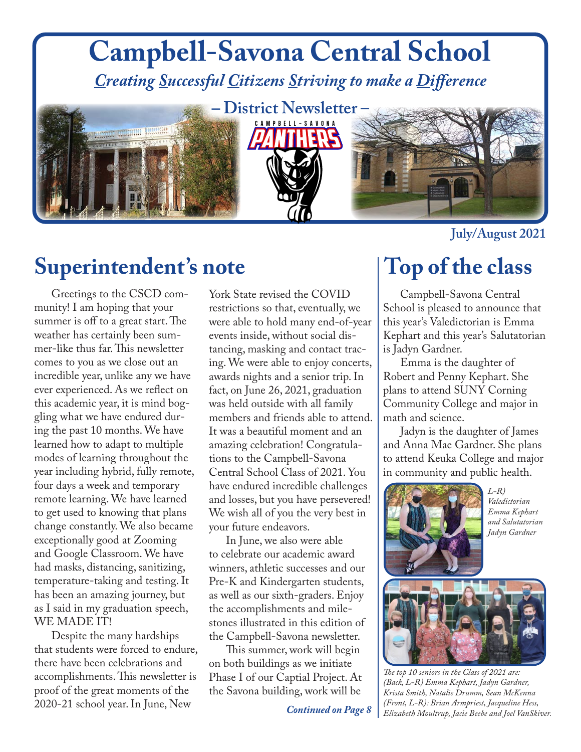# Campbell-Savona Central School

*Creating Successful Citizens Striving to make a Difference*

– District Newsletter –

July/August 2021

## Superintendent's note

Greetings to the CSCD community! I am hoping that your summer is off to a great start. The weather has certainly been summer-like thus far. This newsletter comes to you as we close out an incredible year, unlike any we have ever experienced. As we reflect on this academic year, it is mind boggling what we have endured during the past 10 months. We have learned how to adapt to multiple modes of learning throughout the year including hybrid, fully remote, four days a week and temporary remote learning. We have learned to get used to knowing that plans change constantly. We also became exceptionally good at Zooming and Google Classroom. We have had masks, distancing, sanitizing, temperature-taking and testing. It has been an amazing journey, but as I said in my graduation speech, WE MADE IT!

Despite the many hardships that students were forced to endure, there have been celebrations and accomplishments. This newsletter is proof of the great moments of the 2020-21 school year. In June, New York State revised the COVID restrictions so that, eventually, we were able to hold many end-of-year events inside, without social distancing, masking and contact tracing. We were able to enjoy concerts, awards nights and a senior trip. In fact, on June 26, 2021, graduation was held outside with all family members and friends able to attend. It was a beautiful moment and an amazing celebration! Congratulations to the Campbell-Savona Central School Class of 2021. You have endured incredible challenges and losses, but you have persevered! We wish all of you the very best in your future endeavors.

In June, we also were able to celebrate our academic award winners, athletic successes and our Pre-K and Kindergarten students, as well as our sixth-graders. Enjoy the accomplishments and milestones illustrated in this edition of the Campbell-Savona newsletter.

This summer, work will begin on both buildings as we initiate Phase I of our Captial Project. At the Savona building, work will be

*Continued on Page 8*

## Top of the class

Campbell-Savona Central School is pleased to announce that this year's Valedictorian is Emma Kephart and this year's Salutatorian is Jadyn Gardner.

Emma is the daughter of Robert and Penny Kephart. She plans to attend SUNY Corning Community College and major in math and science.

Jadyn is the daughter of James and Anna Mae Gardner. She plans to attend Keuka College and major in community and public health.

*L-R) Valedictorian Emma Kephart and Salutatorian Jadyn Gardner*

*The top 10 seniors in the Class of 2021 are: (Back, L-R) Emma Kephart, Jadyn Gardner, Krista Smith, Natalie Drumm, Sean McKenna (Front, L-R): Brian Armpriest, Jacqueline Hess, Elizabeth Moultrup, Jacie Beebe and Joel VanSkiver.*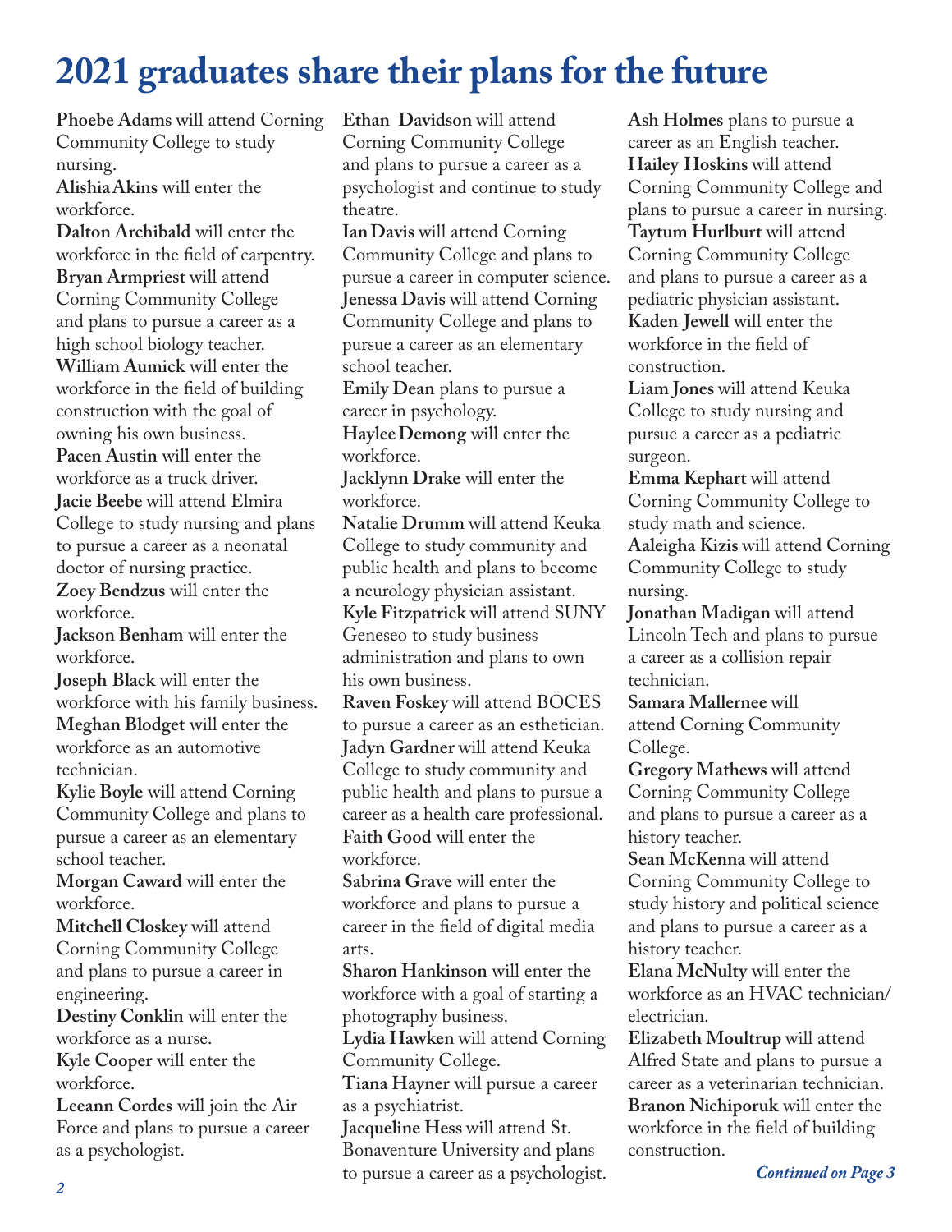# 2021 graduates share their plans for the future

**Phoebe Adams** will attend Corning Community College to study nursing.
**Alishia Akins** will enter the workforce.
**Dalton Archibald** will enter the workforce in the field of carpentry.
**Bryan Armpriest** will attend Corning Community College and plans to pursue a career as a high school biology teacher.
**William Aumick** will enter the workforce in the field of building construction with the goal of owning his own business.
**Pacen Austin** will enter the workforce as a truck driver.
**Jacie Beebe** will attend Elmira College to study nursing and plans to pursue a career as a neonatal doctor of nursing practice.
**Zoey Bendzus** will enter the workforce.
**Jackson Benham** will enter the workforce.
**Joseph Black** will enter the workforce with his family business.
**Meghan Blodget** will enter the workforce as an automotive technician.
**Kylie Boyle** will attend Corning Community College and plans to pursue a career as an elementary school teacher.
**Morgan Caward** will enter the workforce.
**Mitchell Closkey** will attend Corning Community College and plans to pursue a career in engineering.
**Destiny Conklin** will enter the workforce as a nurse.
**Kyle Cooper** will enter the workforce.
**Leeann Cordes** will join the Air Force and plans to pursue a career as a psychologist.
**Ethan Davidson** will attend Corning Community College and plans to pursue a career as a psychologist and continue to study theatre.
**Ian Davis** will attend Corning Community College and plans to pursue a career in computer science.
**Jenessa Davis** will attend Corning Community College and plans to pursue a career as an elementary school teacher.
**Emily Dean** plans to pursue a career in psychology.
**Haylee Demong** will enter the workforce.
**Jacklynn Drake** will enter the workforce.
**Natalie Drumm** will attend Keuka College to study community and public health and plans to become a neurology physician assistant.
**Kyle Fitzpatrick** will attend SUNY Geneseo to study business administration and plans to own his own business.
**Raven Foskey** will attend BOCES to pursue a career as an esthetician.
**Jadyn Gardner** will attend Keuka College to study community and public health and plans to pursue a career as a health care professional.
**Faith Good** will enter the workforce.
**Sabrina Grave** will enter the workforce and plans to pursue a career in the field of digital media arts.
**Sharon Hankinson** will enter the workforce with a goal of starting a photography business.
**Lydia Hawken** will attend Corning Community College.
**Tiana Hayner** will pursue a career as a psychiatrist.
**Jacqueline Hess** will attend St. Bonaventure University and plans to pursue a career as a psychologist.
**Ash Holmes** plans to pursue a career as an English teacher.
**Hailey Hoskins** will attend Corning Community College and plans to pursue a career in nursing.
**Taytum Hurlburt** will attend Corning Community College and plans to pursue a career as a pediatric physician assistant.
**Kaden Jewell** will enter the workforce in the field of construction.
**Liam Jones** will attend Keuka College to study nursing and pursue a career as a pediatric surgeon.
**Emma Kephart** will attend Corning Community College to study math and science.
**Aaleigha Kizis** will attend Corning Community College to study nursing.
**Jonathan Madigan** will attend Lincoln Tech and plans to pursue a career as a collision repair technician.
**Samara Mallernee** will attend Corning Community College.
**Gregory Mathews** will attend Corning Community College and plans to pursue a career as a history teacher.
**Sean McKenna** will attend Corning Community College to study history and political science and plans to pursue a career as a history teacher.
**Elana McNulty** will enter the workforce as an HVAC technician/electrician.
**Elizabeth Moultrup** will attend Alfred State and plans to pursue a career as a veterinarian technician.
**Branon Nichiporuk** will enter the workforce in the field of building construction.

***Continued on Page 3***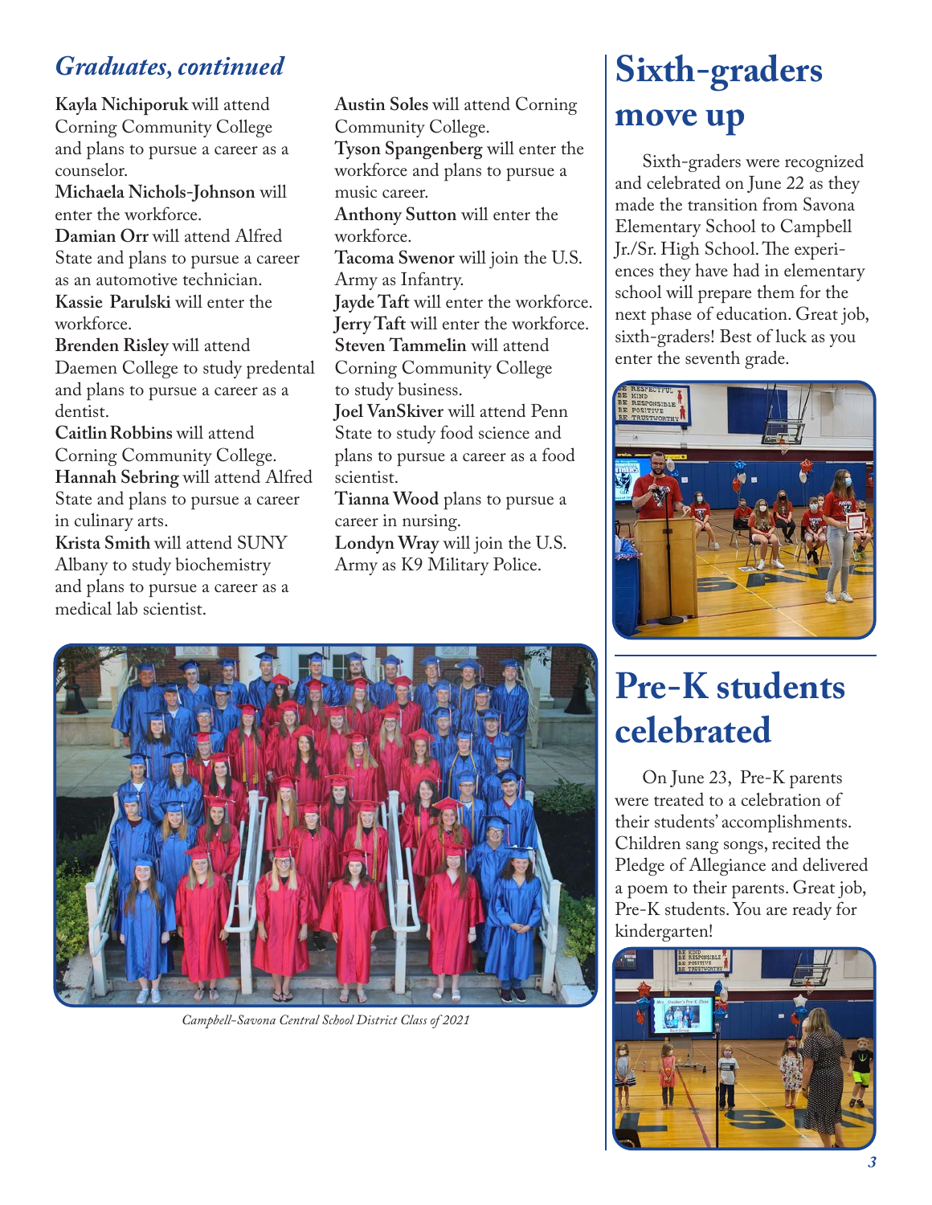## *Graduates, continued*

**Kayla Nichiporuk** will attend Corning Community College and plans to pursue a career as a counselor.
**Michaela Nichols-Johnson** will enter the workforce.
**Damian Orr** will attend Alfred State and plans to pursue a career as an automotive technician.
**Kassie Parulski** will enter the workforce.
**Brenden Risley** will attend Daemen College to study predental and plans to pursue a career as a dentist.
**Caitlin Robbins** will attend Corning Community College.
**Hannah Sebring** will attend Alfred State and plans to pursue a career in culinary arts.
**Krista Smith** will attend SUNY Albany to study biochemistry and plans to pursue a career as a medical lab scientist.
**Austin Soles** will attend Corning Community College.
**Tyson Spangenberg** will enter the workforce and plans to pursue a music career.
**Anthony Sutton** will enter the workforce.
**Tacoma Swenor** will join the U.S. Army as Infantry.
**Jayde Taft** will enter the workforce.
**Jerry Taft** will enter the workforce.
**Steven Tammelin** will attend Corning Community College to study business.
**Joel VanSkiver** will attend Penn State to study food science and plans to pursue a career as a food scientist.
**Tianna Wood** plans to pursue a career in nursing.
**Londyn Wray** will join the U.S. Army as K9 Military Police.

*Campbell-Savona Central School District Class of 2021*

# Sixth-graders move up

Sixth-graders were recognized and celebrated on June 22 as they made the transition from Savona Elementary School to Campbell Jr./Sr. High School. The experiences they have had in elementary school will prepare them for the next phase of education. Great job, sixth-graders! Best of luck as you enter the seventh grade.

# Pre-K students celebrated

On June 23, Pre-K parents were treated to a celebration of their students' accomplishments. Children sang songs, recited the Pledge of Allegiance and delivered a poem to their parents. Great job, Pre-K students. You are ready for kindergarten!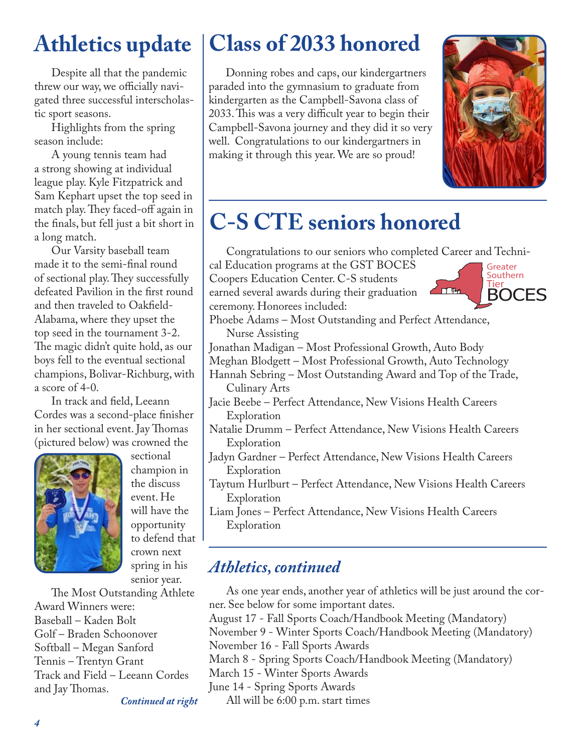# Athletics update

Despite all that the pandemic threw our way, we officially navigated three successful interscholastic sport seasons.

Highlights from the spring season include:

A young tennis team had a strong showing at individual league play. Kyle Fitzpatrick and Sam Kephart upset the top seed in match play. They faced-off again in the finals, but fell just a bit short in a long match.

Our Varsity baseball team made it to the semi-final round of sectional play. They successfully defeated Pavilion in the first round and then traveled to Oakfield-Alabama, where they upset the top seed in the tournament 3-2. The magic didn't quite hold, as our boys fell to the eventual sectional champions, Bolivar-Richburg, with a score of 4-0.

In track and field, Leeann Cordes was a second-place finisher in her sectional event. Jay Thomas (pictured below) was crowned the sectional champion in the discuss event. He will have the opportunity to defend that crown next spring in his senior year.

The Most Outstanding Athlete Award Winners were:
Baseball – Kaden Bolt
Golf – Braden Schoonover
Softball – Megan Sanford
Tennis – Trentyn Grant
Track and Field – Leeann Cordes and Jay Thomas.

*Continued at right*

# Class of 2033 honored

Donning robes and caps, our kindergartners paraded into the gymnasium to graduate from kindergarten as the Campbell-Savona class of 2033. This was a very difficult year to begin their Campbell-Savona journey and they did it so very well. Congratulations to our kindergartners in making it through this year. We are so proud!

# C-S CTE seniors honored

Congratulations to our seniors who completed Career and Technical Education programs at the GST BOCES Coopers Education Center. C-S students earned several awards during their graduation ceremony. Honorees included:

Greater Southern Tier BOCES

Phoebe Adams – Most Outstanding and Perfect Attendance, Nurse Assisting
Jonathan Madigan – Most Professional Growth, Auto Body
Meghan Blodgett – Most Professional Growth, Auto Technology
Hannah Sebring – Most Outstanding Award and Top of the Trade, Culinary Arts
Jacie Beebe – Perfect Attendance, New Visions Health Careers Exploration
Natalie Drumm – Perfect Attendance, New Visions Health Careers Exploration
Jadyn Gardner – Perfect Attendance, New Visions Health Careers Exploration
Taytum Hurlburt – Perfect Attendance, New Visions Health Careers Exploration
Liam Jones – Perfect Attendance, New Visions Health Careers Exploration

## *Athletics, continued*

As one year ends, another year of athletics will be just around the corner. See below for some important dates.
August 17 - Fall Sports Coach/Handbook Meeting (Mandatory)
November 9 - Winter Sports Coach/Handbook Meeting (Mandatory)
November 16 - Fall Sports Awards
March 8 - Spring Sports Coach/Handbook Meeting (Mandatory)
March 15 - Winter Sports Awards
June 14 - Spring Sports Awards

All will be 6:00 p.m. start times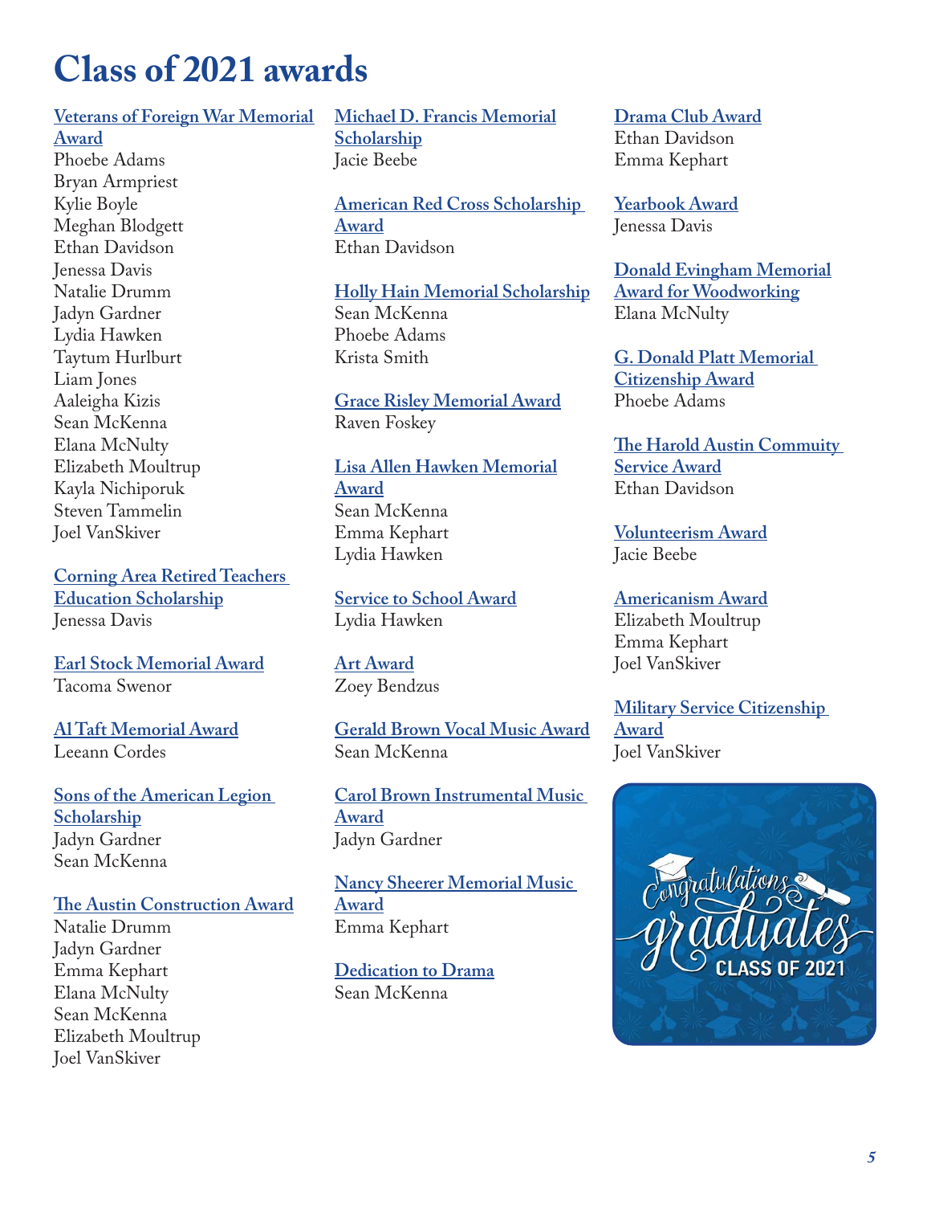# Class of 2021 awards

**Veterans of Foreign War Memorial Award**
Phoebe Adams
Bryan Armpriest
Kylie Boyle
Meghan Blodgett
Ethan Davidson
Jenessa Davis
Natalie Drumm
Jadyn Gardner
Lydia Hawken
Taytum Hurlburt
Liam Jones
Aaleigha Kizis
Sean McKenna
Elana McNulty
Elizabeth Moultrup
Kayla Nichiporuk
Steven Tammelin
Joel VanSkiver

**Corning Area Retired Teachers Education Scholarship**
Jenessa Davis

**Earl Stock Memorial Award**
Tacoma Swenor

**Al Taft Memorial Award**
Leeann Cordes

**Sons of the American Legion Scholarship**
Jadyn Gardner
Sean McKenna

**The Austin Construction Award**
Natalie Drumm
Jadyn Gardner
Emma Kephart
Elana McNulty
Sean McKenna
Elizabeth Moultrup
Joel VanSkiver

**Michael D. Francis Memorial Scholarship**
Jacie Beebe

**American Red Cross Scholarship Award**
Ethan Davidson

**Holly Hain Memorial Scholarship**
Sean McKenna
Phoebe Adams
Krista Smith

**Grace Risley Memorial Award**
Raven Foskey

**Lisa Allen Hawken Memorial Award**
Sean McKenna
Emma Kephart
Lydia Hawken

**Service to School Award**
Lydia Hawken

**Art Award**
Zoey Bendzus

**Gerald Brown Vocal Music Award**
Sean McKenna

**Carol Brown Instrumental Music Award**
Jadyn Gardner

**Nancy Sheerer Memorial Music Award**
Emma Kephart

**Dedication to Drama**
Sean McKenna

**Drama Club Award**
Ethan Davidson
Emma Kephart

**Yearbook Award**
Jenessa Davis

**Donald Evingham Memorial Award for Woodworking**
Elana McNulty

**G. Donald Platt Memorial Citizenship Award**
Phoebe Adams

**The Harold Austin Commuity Service Award**
Ethan Davidson

**Volunteerism Award**
Jacie Beebe

**Americanism Award**
Elizabeth Moultrup
Emma Kephart
Joel VanSkiver

**Military Service Citizenship Award**
Joel VanSkiver

Congratulations graduates
CLASS OF 2021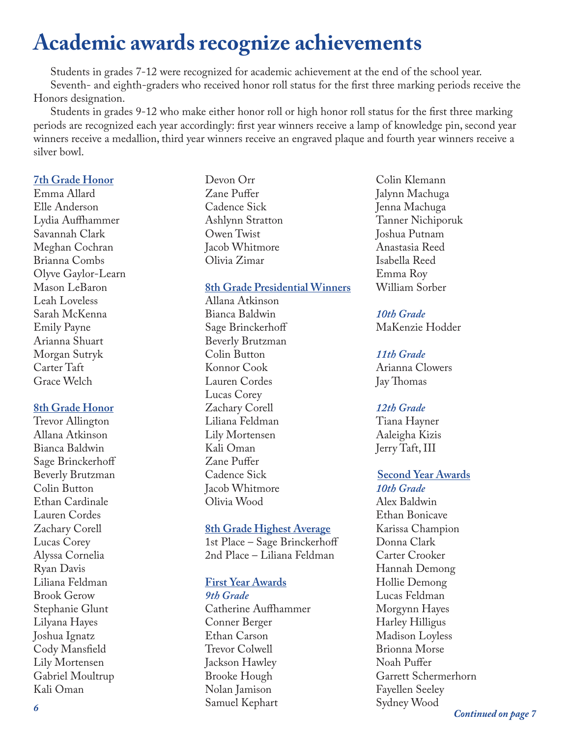# Academic awards recognize achievements

Students in grades 7-12 were recognized for academic achievement at the end of the school year.

Seventh- and eighth-graders who received honor roll status for the first three marking periods receive the Honors designation.

Students in grades 9-12 who make either honor roll or high honor roll status for the first three marking periods are recognized each year accordingly: first year winners receive a lamp of knowledge pin, second year winners receive a medallion, third year winners receive an engraved plaque and fourth year winners receive a silver bowl.

### 7th Grade Honor

Emma Allard
Elle Anderson
Lydia Auffhammer
Savannah Clark
Meghan Cochran
Brianna Combs
Olyve Gaylor-Learn
Mason LeBaron
Leah Loveless
Sarah McKenna
Emily Payne
Arianna Shuart
Morgan Sutryk
Carter Taft
Grace Welch

### 8th Grade Honor

Trevor Allington
Allana Atkinson
Bianca Baldwin
Sage Brinckerhoff
Beverly Brutzman
Colin Button
Ethan Cardinale
Lauren Cordes
Zachary Corell
Lucas Corey
Alyssa Cornelia
Ryan Davis
Liliana Feldman
Brook Gerow
Stephanie Glunt
Lilyana Hayes
Joshua Ignatz
Cody Mansfield
Lily Mortensen
Gabriel Moultrup
Kali Oman
Devon Orr
Zane Puffer
Cadence Sick
Ashlynn Stratton
Owen Twist
Jacob Whitmore
Olivia Zimar

### 8th Grade Presidential Winners

Allana Atkinson
Bianca Baldwin
Sage Brinckerhoff
Beverly Brutzman
Colin Button
Konnor Cook
Lauren Cordes
Lucas Corey
Zachary Corell
Liliana Feldman
Lily Mortensen
Kali Oman
Zane Puffer
Cadence Sick
Jacob Whitmore
Olivia Wood

### 8th Grade Highest Average

1st Place – Sage Brinckerhoff
2nd Place – Liliana Feldman

### First Year Awards

*9th Grade*

Catherine Auffhammer
Conner Berger
Ethan Carson
Trevor Colwell
Jackson Hawley
Brooke Hough
Nolan Jamison
Samuel Kephart
Colin Klemann
Jalynn Machuga
Jenna Machuga
Tanner Nichiporuk
Joshua Putnam
Anastasia Reed
Isabella Reed
Emma Roy
William Sorber

*10th Grade*

MaKenzie Hodder

*11th Grade*

Arianna Clowers
Jay Thomas

*12th Grade*

Tiana Hayner
Aaleigha Kizis
Jerry Taft, III

### Second Year Awards

*10th Grade*

Alex Baldwin
Ethan Bonicave
Karissa Champion
Donna Clark
Carter Crooker
Hannah Demong
Hollie Demong
Lucas Feldman
Morgynn Hayes
Harley Hilligus
Madison Loyless
Brionna Morse
Noah Puffer
Garrett Schermerhorn
Fayellen Seeley
Sydney Wood

*Continued on page 7*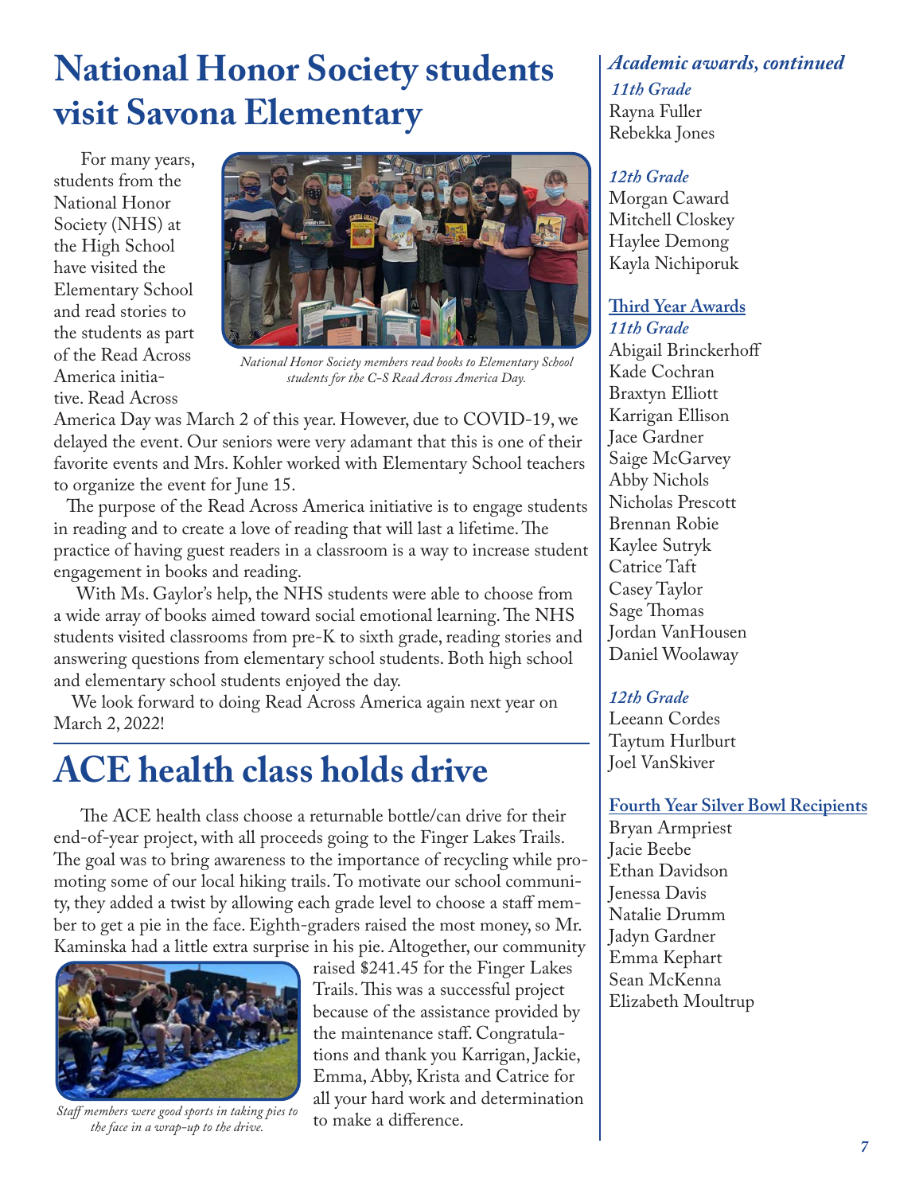# National Honor Society students visit Savona Elementary

For many years, students from the National Honor Society (NHS) at the High School have visited the Elementary School and read stories to the students as part of the Read Across America initiative. Read Across America Day was March 2 of this year. However, due to COVID-19, we delayed the event. Our seniors were very adamant that this is one of their favorite events and Mrs. Kohler worked with Elementary School teachers to organize the event for June 15.

*National Honor Society members read books to Elementary School students for the C-S Read Across America Day.*

The purpose of the Read Across America initiative is to engage students in reading and to create a love of reading that will last a lifetime. The practice of having guest readers in a classroom is a way to increase student engagement in books and reading.

With Ms. Gaylor's help, the NHS students were able to choose from a wide array of books aimed toward social emotional learning. The NHS students visited classrooms from pre-K to sixth grade, reading stories and answering questions from elementary school students. Both high school and elementary school students enjoyed the day.

We look forward to doing Read Across America again next year on March 2, 2022!

# ACE health class holds drive

The ACE health class choose a returnable bottle/can drive for their end-of-year project, with all proceeds going to the Finger Lakes Trails. The goal was to bring awareness to the importance of recycling while promoting some of our local hiking trails. To motivate our school community, they added a twist by allowing each grade level to choose a staff member to get a pie in the face. Eighth-graders raised the most money, so Mr. Kaminska had a little extra surprise in his pie. Altogether, our community raised $241.45 for the Finger Lakes Trails. This was a successful project because of the assistance provided by the maintenance staff. Congratulations and thank you Karrigan, Jackie, Emma, Abby, Krista and Catrice for all your hard work and determination to make a difference.

*Staff members were good sports in taking pies to the face in a wrap-up to the drive.*

### *Academic awards, continued*

***11th Grade***

Rayna Fuller
Rebekka Jones

***12th Grade***

Morgan Caward
Mitchell Closkey
Haylee Demong
Kayla Nichiporuk

**Third Year Awards**

***11th Grade***

Abigail Brinckerhoff
Kade Cochran
Braxtyn Elliott
Karrigan Ellison
Jace Gardner
Saige McGarvey
Abby Nichols
Nicholas Prescott
Brennan Robie
Kaylee Sutryk
Catrice Taft
Casey Taylor
Sage Thomas
Jordan VanHousen
Daniel Woolaway

***12th Grade***

Leeann Cordes
Taytum Hurlburt
Joel VanSkiver

**Fourth Year Silver Bowl Recipients**

Bryan Armpriest
Jacie Beebe
Ethan Davidson
Jenessa Davis
Natalie Drumm
Jadyn Gardner
Emma Kephart
Sean McKenna
Elizabeth Moultrup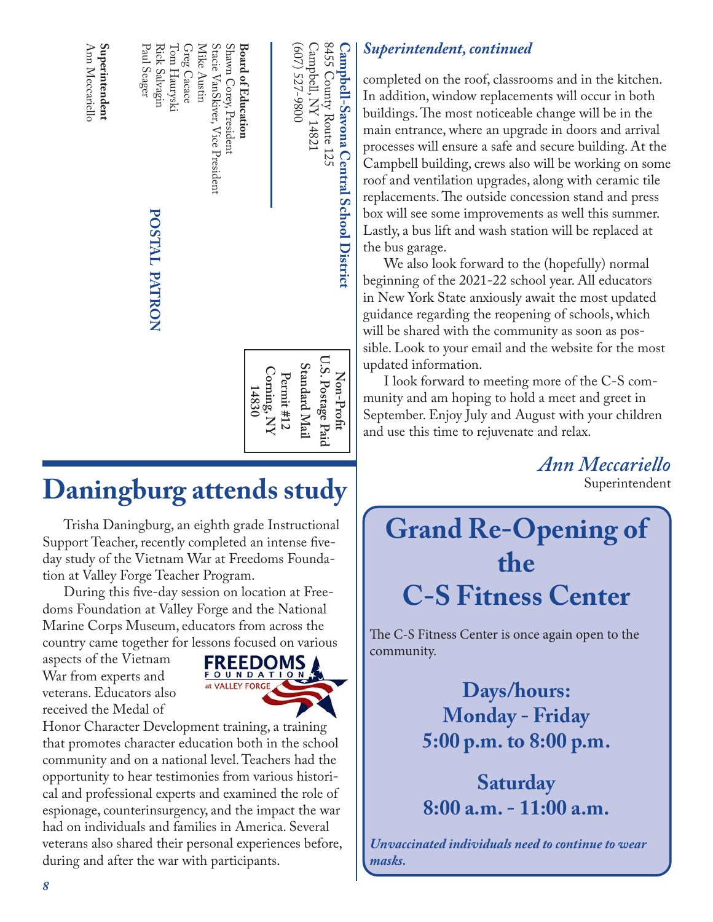**Campbell-Savona Central School District**
8455 County Route 125
Campbell, NY 14821
(607) 527-9800

**Board of Education**
Shawn Corey, President
Stacie VanSkiver, Vice President
Mike Austin
Greg Cacace
Tom Hauryski
Rick Salvagin
Paul Seager

**Superintendent**
Ann Meccariello

Non-Profit
U.S. Postage Paid
Standard Mail
Permit #12
Corning, NY
14830

**POSTAL PATRON**

### *Superintendent, continued*

completed on the roof, classrooms and in the kitchen. In addition, window replacements will occur in both buildings. The most noticeable change will be in the main entrance, where an upgrade in doors and arrival processes will ensure a safe and secure building. At the Campbell building, crews also will be working on some roof and ventilation upgrades, along with ceramic tile replacements. The outside concession stand and press box will see some improvements as well this summer. Lastly, a bus lift and wash station will be replaced at the bus garage.

We also look forward to the (hopefully) normal beginning of the 2021-22 school year. All educators in New York State anxiously await the most updated guidance regarding the reopening of schools, which will be shared with the community as soon as possible. Look to your email and the website for the most updated information.

I look forward to meeting more of the C-S community and am hoping to hold a meet and greet in September. Enjoy July and August with your children and use this time to rejuvenate and relax.

*Ann Meccariello*
Superintendent

# Daningburg attends study

Trisha Daningburg, an eighth grade Instructional Support Teacher, recently completed an intense five-day study of the Vietnam War at Freedoms Foundation at Valley Forge Teacher Program.

During this five-day session on location at Freedoms Foundation at Valley Forge and the National Marine Corps Museum, educators from across the country came together for lessons focused on various aspects of the Vietnam War from experts and veterans. Educators also received the Medal of Honor Character Development training, a training that promotes character education both in the school community and on a national level. Teachers had the opportunity to hear testimonies from various historical and professional experts and examined the role of espionage, counterinsurgency, and the impact the war had on individuals and families in America. Several veterans also shared their personal experiences before, during and after the war with participants.

FREEDOMS FOUNDATION at VALLEY FORGE

## Grand Re-Opening of the C-S Fitness Center

The C-S Fitness Center is once again open to the community.

**Days/hours:**
**Monday - Friday**
**5:00 p.m. to 8:00 p.m.**

**Saturday**
**8:00 a.m. - 11:00 a.m.**

***Unvaccinated individuals need to continue to wear masks.***